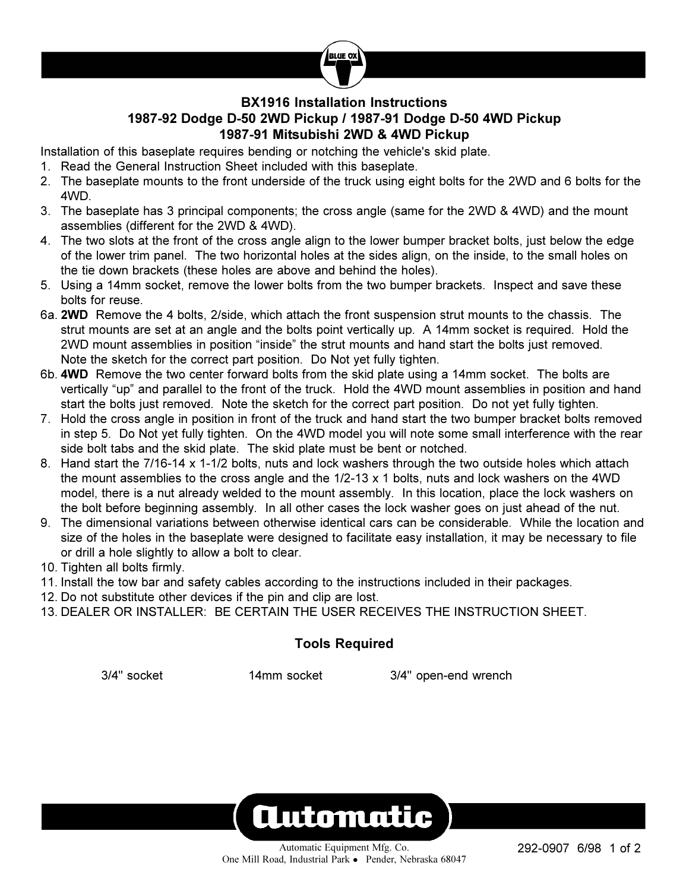# BX1916 Installation Instructions

## 1987-92 Dodge D-50 2WD Pickup / 1987-91 Dodge D-50 4WD Pickup

## 1987-91 Mitsubishi 2WD & 4WD Pickup

Installation of this baseplate requires bending or notching the vehicle's skid plate.

1. Read the General Instruction Sheet included with this baseplate.
2. The baseplate mounts to the front underside of the truck using eight bolts for the 2WD and 6 bolts for the 4WD.
3. The baseplate has 3 principal components; the cross angle (same for the 2WD & 4WD) and the mount assemblies (different for the 2WD & 4WD).
4. The two slots at the front of the cross angle align to the lower bumper bracket bolts, just below the edge of the lower trim panel. The two horizontal holes at the sides align, on the inside, to the small holes on the tie down brackets (these holes are above and behind the holes).
5. Using a 14mm socket, remove the lower bolts from the two bumper brackets. Inspect and save these bolts for reuse.

6a. **2WD** Remove the 4 bolts, 2/side, which attach the front suspension strut mounts to the chassis. The strut mounts are set at an angle and the bolts point vertically up. A 14mm socket is required. Hold the 2WD mount assemblies in position "inside" the strut mounts and hand start the bolts just removed. Note the sketch for the correct part position. Do Not yet fully tighten.

6b. **4WD** Remove the two center forward bolts from the skid plate using a 14mm socket. The bolts are vertically "up" and parallel to the front of the truck. Hold the 4WD mount assemblies in position and hand start the bolts just removed. Note the sketch for the correct part position. Do not yet fully tighten.

7. Hold the cross angle in position in front of the truck and hand start the two bumper bracket bolts removed in step 5. Do Not yet fully tighten. On the 4WD model you will note some small interference with the rear side bolt tabs and the skid plate. The skid plate must be bent or notched.
8. Hand start the 7/16-14 x 1-1/2 bolts, nuts and lock washers through the two outside holes which attach the mount assemblies to the cross angle and the 1/2-13 x 1 bolts, nuts and lock washers on the 4WD model, there is a nut already welded to the mount assembly. In this location, place the lock washers on the bolt before beginning assembly. In all other cases the lock washer goes on just ahead of the nut.
9. The dimensional variations between otherwise identical cars can be considerable. While the location and size of the holes in the baseplate were designed to facilitate easy installation, it may be necessary to file or drill a hole slightly to allow a bolt to clear.
10. Tighten all bolts firmly.
11. Install the tow bar and safety cables according to the instructions included in their packages.
12. Do not substitute other devices if the pin and clip are lost.
13. DEALER OR INSTALLER: BE CERTAIN THE USER RECEIVES THE INSTRUCTION SHEET.

## Tools Required

3/4" socket    14mm socket    3/4" open-end wrench

Automatic Equipment Mfg. Co.
One Mill Road, Industrial Park • Pender, Nebraska 68047

292-0907 6/98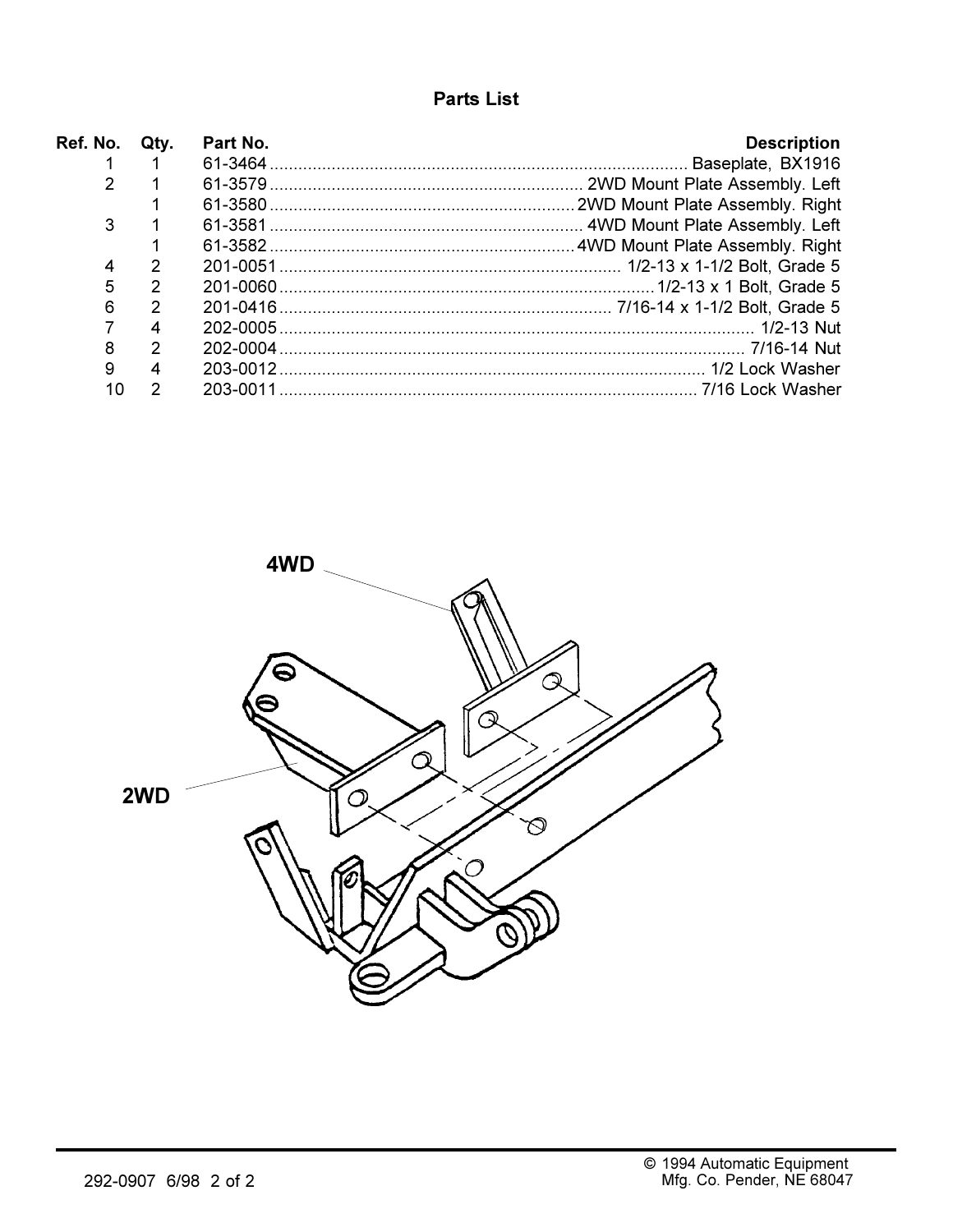## Parts List

| Ref. No. | Qty. | Part No. | Description |
|---|---|---|---|
| 1 | 1 | 61-3464 | Baseplate, BX1916 |
| 2 | 1 | 61-3579 | 2WD Mount Plate Assembly. Left |
| | 1 | 61-3580 | 2WD Mount Plate Assembly. Right |
| 3 | 1 | 61-3581 | 4WD Mount Plate Assembly. Left |
| | 1 | 61-3582 | 4WD Mount Plate Assembly. Right |
| 4 | 2 | 201-0051 | 1/2-13 x 1-1/2 Bolt, Grade 5 |
| 5 | 2 | 201-0060 | 1/2-13 x 1 Bolt, Grade 5 |
| 6 | 2 | 201-0416 | 7/16-14 x 1-1/2 Bolt, Grade 5 |
| 7 | 4 | 202-0005 | 1/2-13 Nut |
| 8 | 2 | 202-0004 | 7/16-14 Nut |
| 9 | 4 | 203-0012 | 1/2 Lock Washer |
| 10 | 2 | 203-0011 | 7/16 Lock Washer |

4WD

2WD

292-0907 6/98

© 1994 Automatic Equipment Mfg. Co. Pender, NE 68047